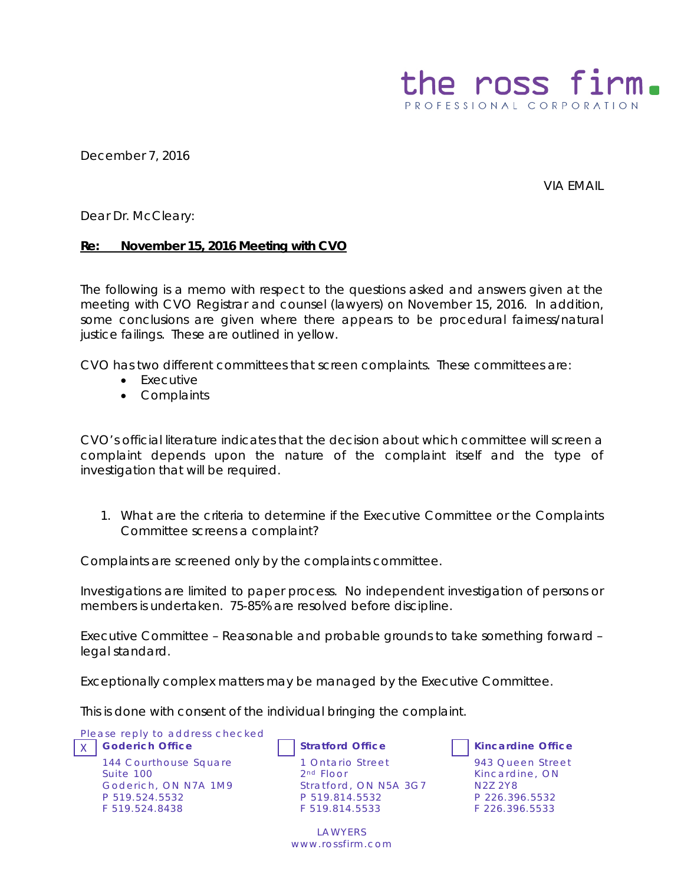# the ross firm.

PROFESSIONAL CORPORATION

December 7, 2016

VIA EMAIL

Dear Dr. McCleary:

**<u>Re: November 15, 2016 Meeting with CVO</u>**

The following is a memo with respect to the questions asked and answers given at the meeting with CVO Registrar and counsel (lawyers) on November 15, 2016. In addition, some conclusions are given where there appears to be procedural fairness/natural justice failings. These are outlined in yellow.

CVO has two different committees that screen complaints. These committees are:

- Executive
- Complaints

CVO's official literature indicates that the decision about which committee will screen a complaint depends upon the nature of the complaint itself and the type of investigation that will be required.

1. What are the criteria to determine if the Executive Committee or the Complaints Committee screens a complaint?

Complaints are screened only by the complaints committee.

Investigations are limited to paper process. No independent investigation of persons or members is undertaken. 75-85% are resolved before discipline.

Executive Committee – Reasonable and probable grounds to take something forward – legal standard.

Exceptionally complex matters may be managed by the Executive Committee.

This is done with consent of the individual bringing the complaint.

Please reply to address checked

| | | |
|---|---|---|
| [X] **Goderich Office**<br>144 Courthouse Square<br>Suite 100<br>Goderich, ON N7A 1M9<br>P 519.524.5532<br>F 519.524.8438 | [ ] **Stratford Office**<br>1 Ontario Street<br>2nd Floor<br>Stratford, ON N5A 3G7<br>P 519.814.5532<br>F 519.814.5533 | [ ] **Kincardine Office**<br>943 Queen Street<br>Kincardine, ON<br>N2Z 2Y8<br>P 226.396.5532<br>F 226.396.5533 |

LAWYERS
www.rossfirm.com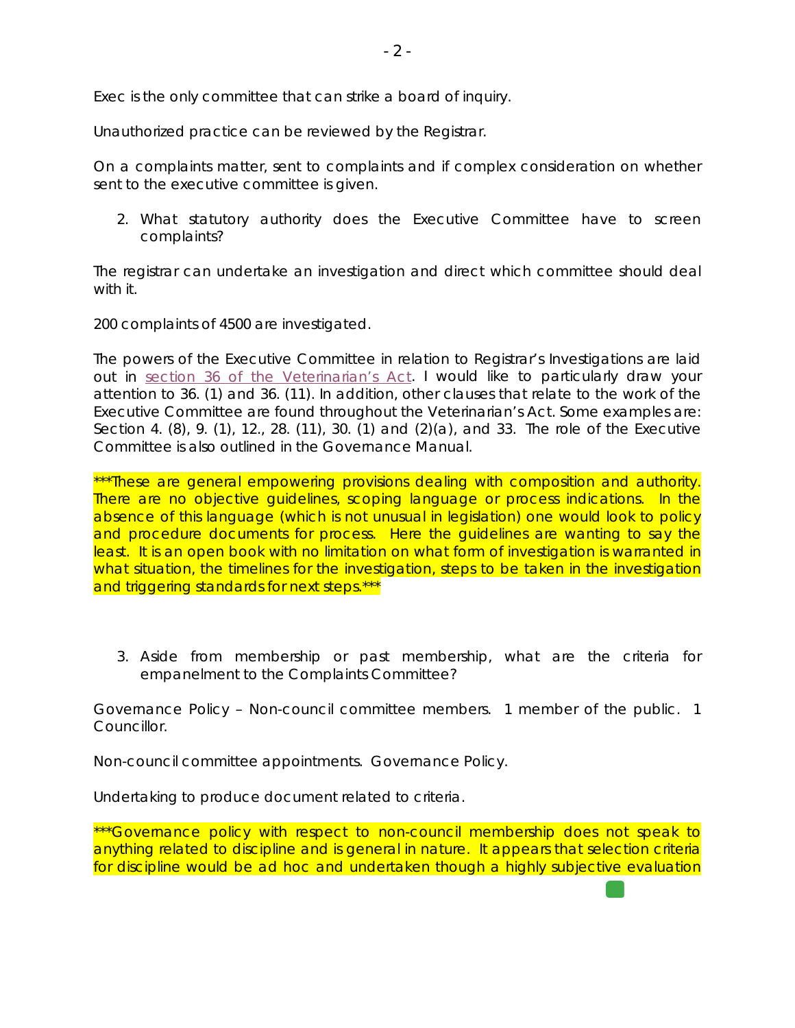Exec is the only committee that can strike a board of inquiry.

Unauthorized practice can be reviewed by the Registrar.

On a complaints matter, sent to complaints and if complex consideration on whether sent to the executive committee is given.

2. What statutory authority does the Executive Committee have to screen complaints?

The registrar can undertake an investigation and direct which committee should deal with it.

200 complaints of 4500 are investigated.

The powers of the Executive Committee in relation to Registrar's Investigations are laid out in section 36 of the Veterinarian's Act. I would like to particularly draw your attention to 36. (1) and 36. (11). In addition, other clauses that relate to the work of the Executive Committee are found throughout the Veterinarian's Act. Some examples are: Section 4. (8), 9. (1), 12., 28. (11), 30. (1) and (2)(a), and 33. The role of the Executive Committee is also outlined in the Governance Manual.

***These are general empowering provisions dealing with composition and authority. There are no objective guidelines, scoping language or process indications. In the absence of this language (which is not unusual in legislation) one would look to policy and procedure documents for process. Here the guidelines are wanting to say the least. It is an open book with no limitation on what form of investigation is warranted in what situation, the timelines for the investigation, steps to be taken in the investigation and triggering standards for next steps.***

3. Aside from membership or past membership, what are the criteria for empanelment to the Complaints Committee?

Governance Policy – Non-council committee members. 1 member of the public. 1 Councillor.

Non-council committee appointments. Governance Policy.

Undertaking to produce document related to criteria.

***Governance policy with respect to non-council membership does not speak to anything related to discipline and is general in nature. It appears that selection criteria for discipline would be ad hoc and undertaken though a highly subjective evaluation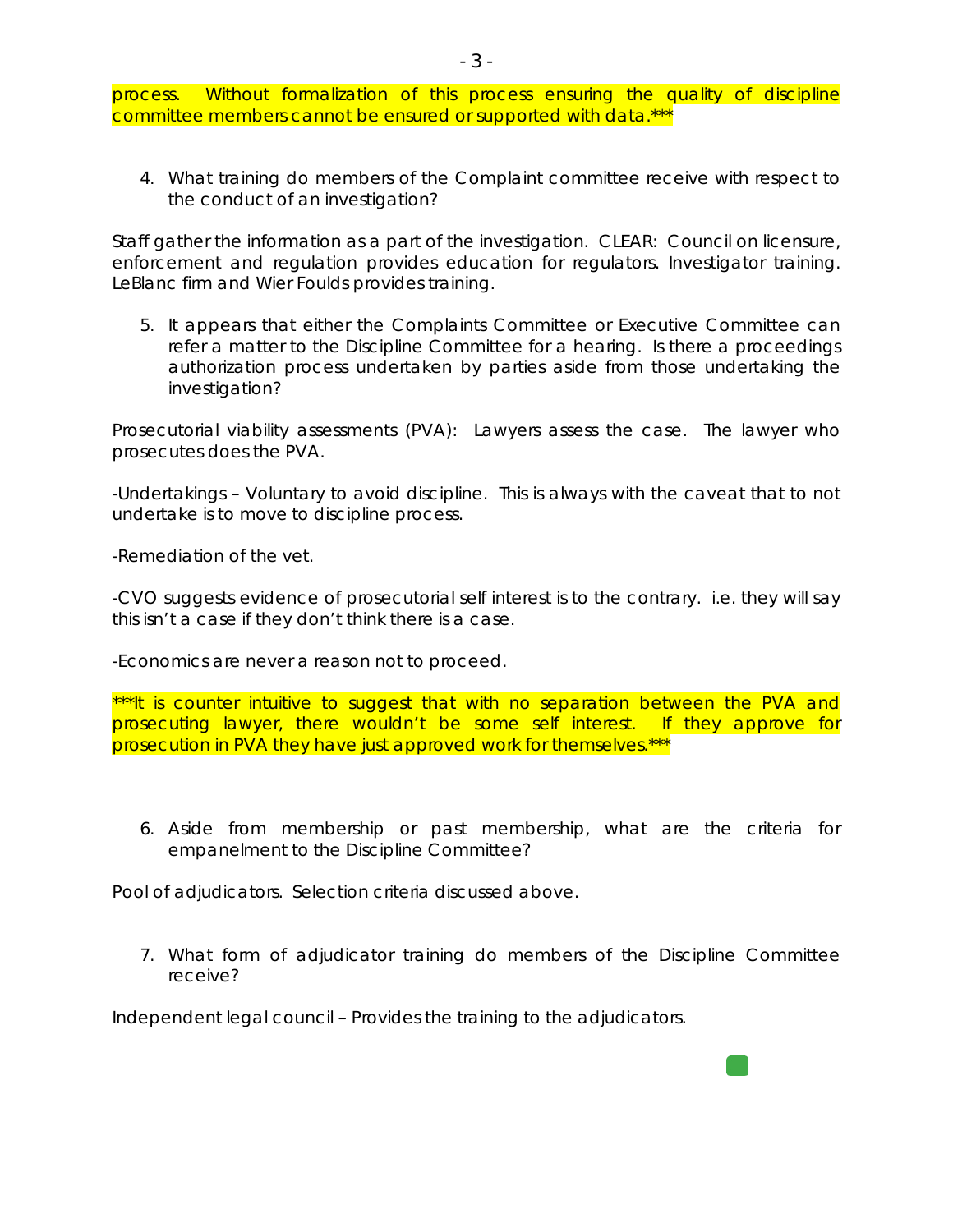process. Without formalization of this process ensuring the quality of discipline committee members cannot be ensured or supported with data.***

4. What training do members of the Complaint committee receive with respect to the conduct of an investigation?

Staff gather the information as a part of the investigation. CLEAR: Council on licensure, enforcement and regulation provides education for regulators. Investigator training. LeBlanc firm and Wier Foulds provides training.

5. It appears that either the Complaints Committee or Executive Committee can refer a matter to the Discipline Committee for a hearing. Is there a proceedings authorization process undertaken by parties aside from those undertaking the investigation?

Prosecutorial viability assessments (PVA): Lawyers assess the case. The lawyer who prosecutes does the PVA.

-Undertakings – Voluntary to avoid discipline. This is always with the caveat that to not undertake is to move to discipline process.

-Remediation of the vet.

-CVO suggests evidence of prosecutorial self interest is to the contrary. i.e. they will say this isn't a case if they don't think there is a case.

-Economics are never a reason not to proceed.

***It is counter intuitive to suggest that with no separation between the PVA and prosecuting lawyer, there wouldn't be some self interest. If they approve for prosecution in PVA they have just approved work for themselves.***

6. Aside from membership or past membership, what are the criteria for empanelment to the Discipline Committee?

Pool of adjudicators. Selection criteria discussed above.

7. What form of adjudicator training do members of the Discipline Committee receive?

Independent legal council – Provides the training to the adjudicators.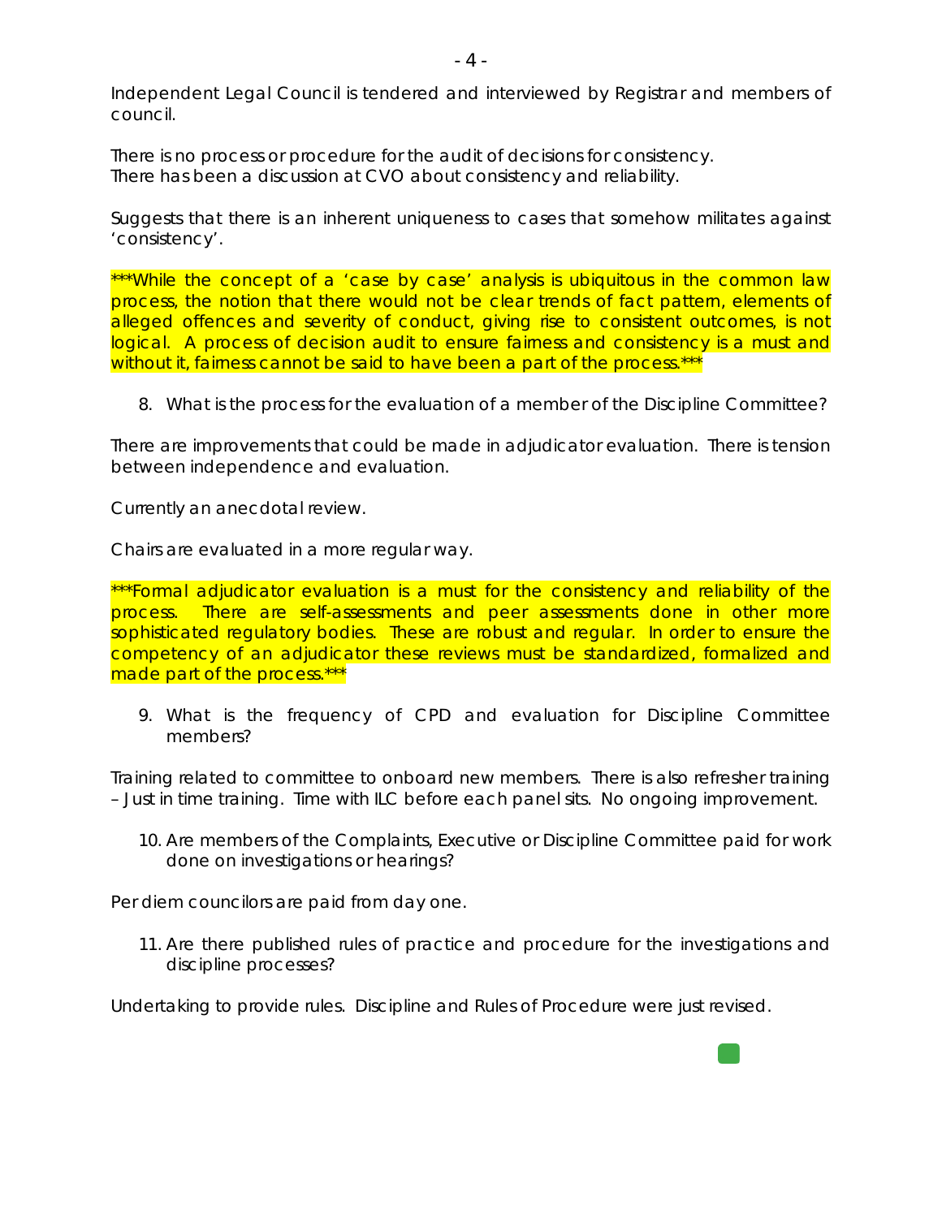Independent Legal Council is tendered and interviewed by Registrar and members of council.

There is no process or procedure for the audit of decisions for consistency.
There has been a discussion at CVO about consistency and reliability.

Suggests that there is an inherent uniqueness to cases that somehow militates against 'consistency'.

***While the concept of a 'case by case' analysis is ubiquitous in the common law process, the notion that there would not be clear trends of fact pattern, elements of alleged offences and severity of conduct, giving rise to consistent outcomes, is not logical. A process of decision audit to ensure fairness and consistency is a must and without it, fairness cannot be said to have been a part of the process.***

8. What is the process for the evaluation of a member of the Discipline Committee?

There are improvements that could be made in adjudicator evaluation. There is tension between independence and evaluation.

Currently an anecdotal review.

Chairs are evaluated in a more regular way.

***Formal adjudicator evaluation is a must for the consistency and reliability of the process. There are self-assessments and peer assessments done in other more sophisticated regulatory bodies. These are robust and regular. In order to ensure the competency of an adjudicator these reviews must be standardized, formalized and made part of the process.***

9. What is the frequency of CPD and evaluation for Discipline Committee members?

Training related to committee to onboard new members. There is also refresher training – Just in time training. Time with ILC before each panel sits. No ongoing improvement.

10. Are members of the Complaints, Executive or Discipline Committee paid for work done on investigations or hearings?

Per diem councilors are paid from day one.

11. Are there published rules of practice and procedure for the investigations and discipline processes?

Undertaking to provide rules. Discipline and Rules of Procedure were just revised.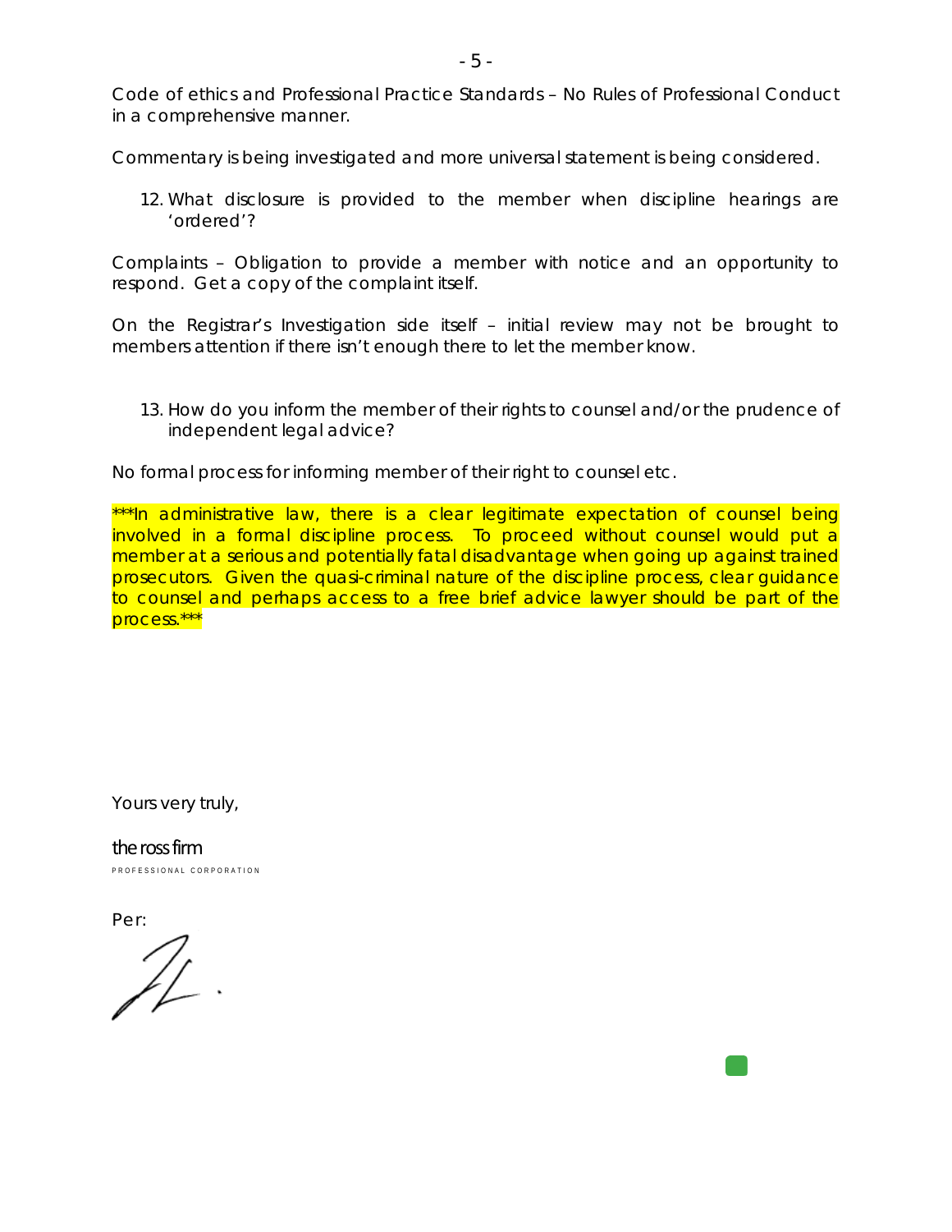Code of ethics and Professional Practice Standards – No Rules of Professional Conduct in a comprehensive manner.

Commentary is being investigated and more universal statement is being considered.

12. What disclosure is provided to the member when discipline hearings are 'ordered'?

Complaints – Obligation to provide a member with notice and an opportunity to respond. Get a copy of the complaint itself.

On the Registrar's Investigation side itself – initial review may not be brought to members attention if there isn't enough there to let the member know.

13. How do you inform the member of their rights to counsel and/or the prudence of independent legal advice?

No formal process for informing member of their right to counsel etc.

***In administrative law, there is a clear legitimate expectation of counsel being involved in a formal discipline process. To proceed without counsel would put a member at a serious and potentially fatal disadvantage when going up against trained prosecutors. Given the quasi-criminal nature of the discipline process, clear guidance to counsel and perhaps access to a free brief advice lawyer should be part of the process.***

Yours very truly,

the ross firm
PROFESSIONAL CORPORATION

Per: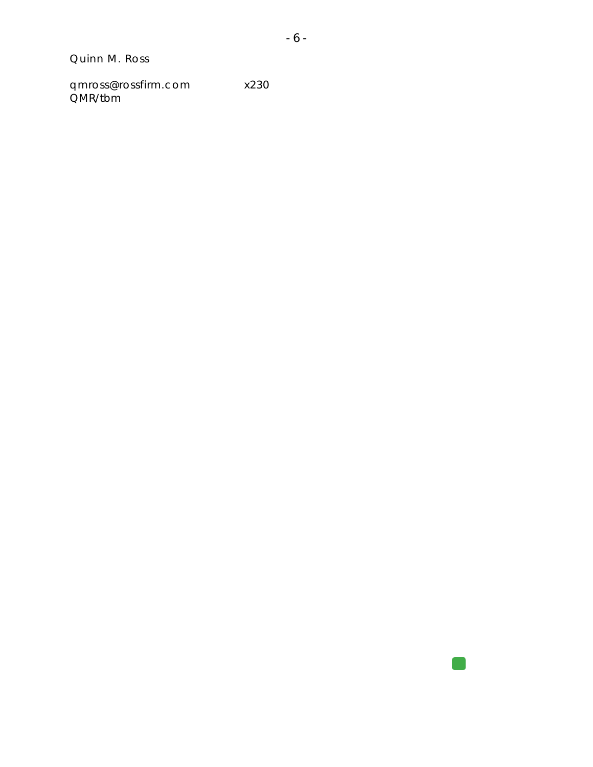Quinn M. Ross

qmross@rossfirm.com x230
QMR/tbm